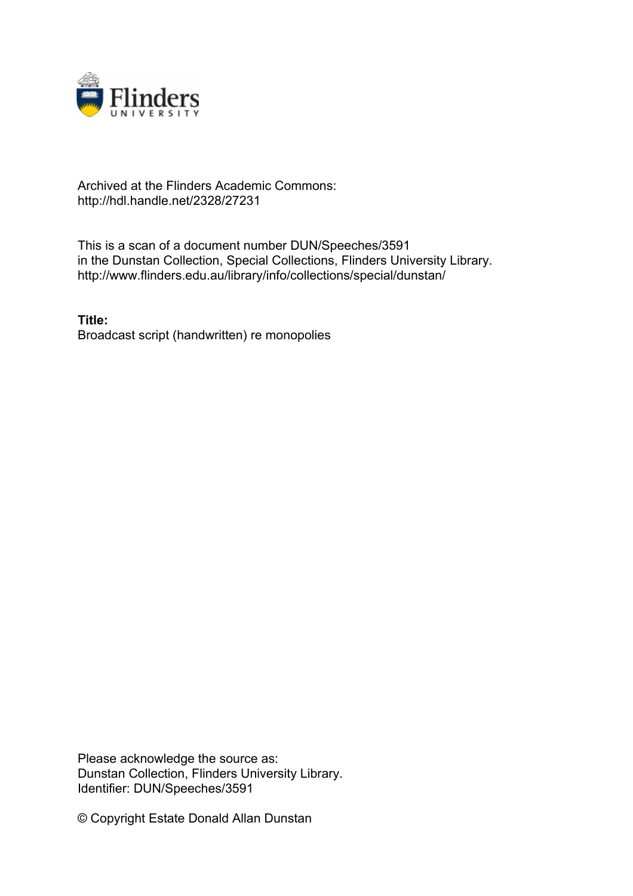Archived at the Flinders Academic Commons:
http://hdl.handle.net/2328/27231

This is a scan of a document number DUN/Speeches/3591
in the Dunstan Collection, Special Collections, Flinders University Library.
http://www.flinders.edu.au/library/info/collections/special/dunstan/

**Title:**
Broadcast script (handwritten) re monopolies

Please acknowledge the source as:
Dunstan Collection, Flinders University Library.
Identifier: DUN/Speeches/3591

© Copyright Estate Donald Allan Dunstan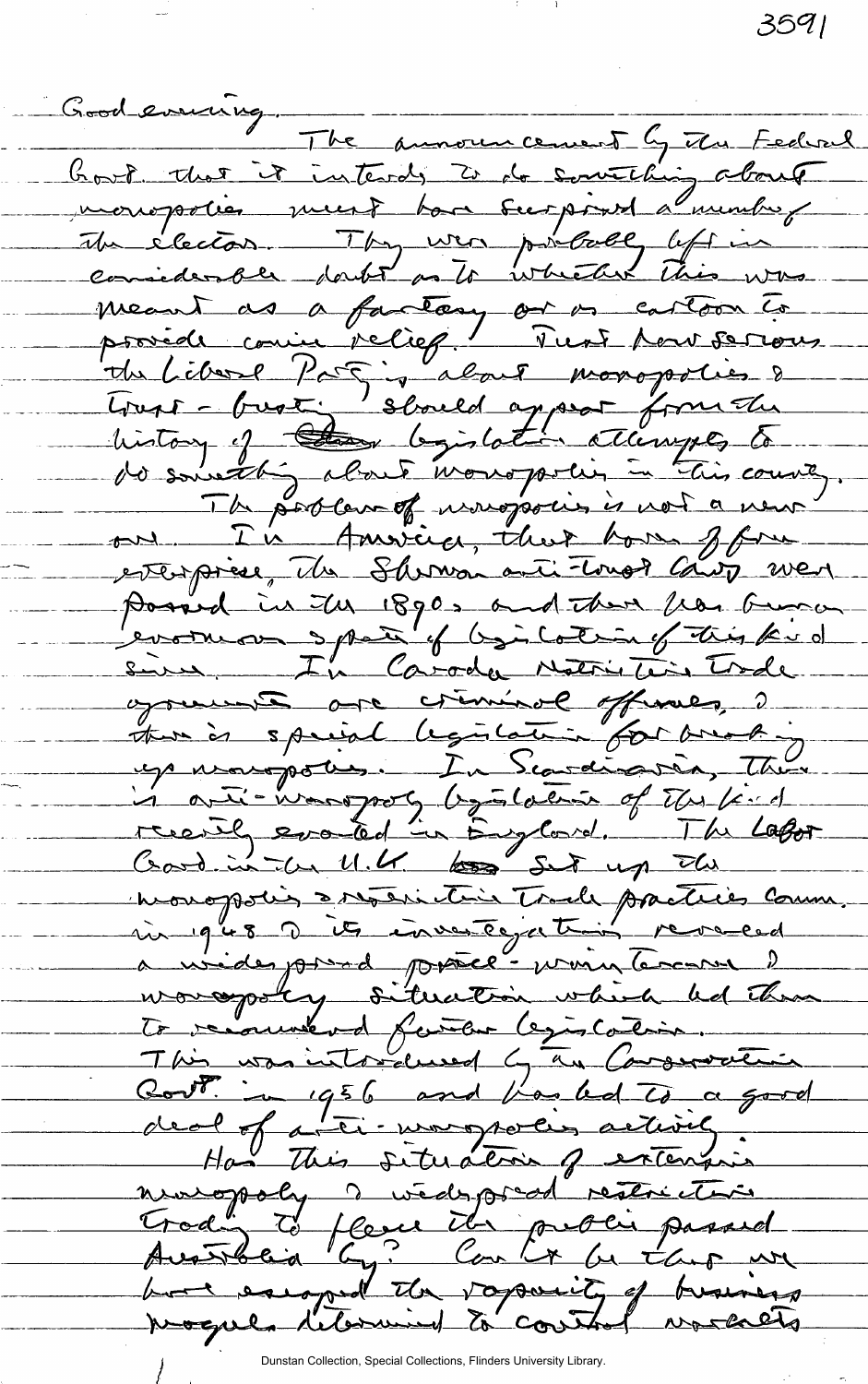Good evening.

The announcement by the Federal Govt. that it intends to do something about monopolies must have surprised a number of the electors. They were probably left in considerable doubt as to whether this was meant as a fantasy or as cartoon to provide comic relief. Just how serious the Liberal Party is about monopolies & trust-busting should appear from the history of legislative attempts to do something about monopolies in this country.

The problem of monopolies is not a new one. In America, that home of free enterprise, the Sherman anti-trust laws were passed in the 1890s and there has been an enormous spate of legislation of this kind since. In Canada Restrictive Trade agreements are criminal offences, & there is special legislation for breaking up monopolies. In Scandinavia, there is anti-monopoly legislation of the kind recently enacted in England. The Labor Govt. in the U.K. set up the monopolies & Restrictive Trade practices Comm. in 1948 & its investigations revealed a widespread price-maintenance & monopoly situation which led them to recommend further legislation. This was introduced by a Conservative Govt. in 1956 and has led to a good deal of anti-monopolies activity.

Has this situation of extensive monopoly & widespread restrictive trading to fleece the public passed Australia by? Can it be that we have escaped the rapacity of business moguls determined to control markets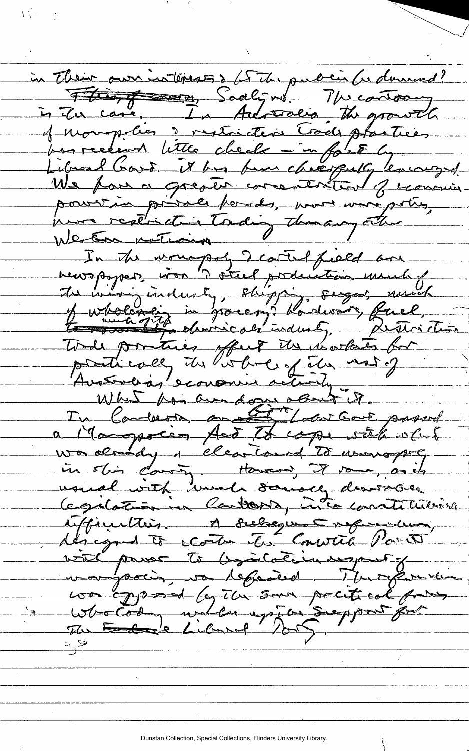in their own interests & let the public be damned? ~~This, of course,~~ Sadly no. The contrary is the case. In Australia the growth of monopolies & restrictive trade practices has received little check – in fact by Liberal Govt. it has been cheerfully encouraged. We have a greater concentration of economic power in private hands, more monopolies, more restrictive trading than any other Western nation.

In the monopoly & cartel field are newspapers, iron & steel production, much of the mining industry, shipping, sugar, much of wholesaling in grocery & hardware, fuel, much of the chemical industry. Restrictive trade practices affect the markets for practically the whole of the rest of Australia's economic activity.

What has been done about it.

In Canberra, an ~~early~~ Govt Labor Govt passed a Monopolies Act to cope with what was already a clear trend to monopoly in this country. However, it ran, as is usual with much social democratic legislation in Canberra, into constitutional difficulties. A subsequent referendum, designed to confer the Canberra Parliament with power to legislate in respect of monopolies, was defeated. The referendum was opposed by the same political forces who today make up the support for the ~~Federal~~ Liberal Party.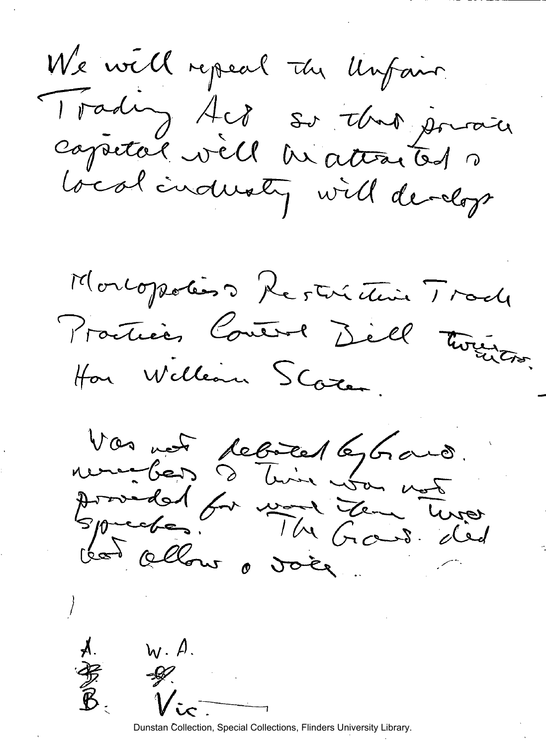We will repeal the Unfair Trading Act so that private capital will be attracted & local industry will develop

Monopolies & Restrictive Trade Practices Control Bill twice.
Hon William Scott.

Was not debated by Govt.
members & time was not provided for word then two speeches. The Govt. did not allow a vote.

A. W. A.
~~B.~~ ~~B.~~
B. Vic.

Dunstan Collection, Special Collections, Flinders University Library.